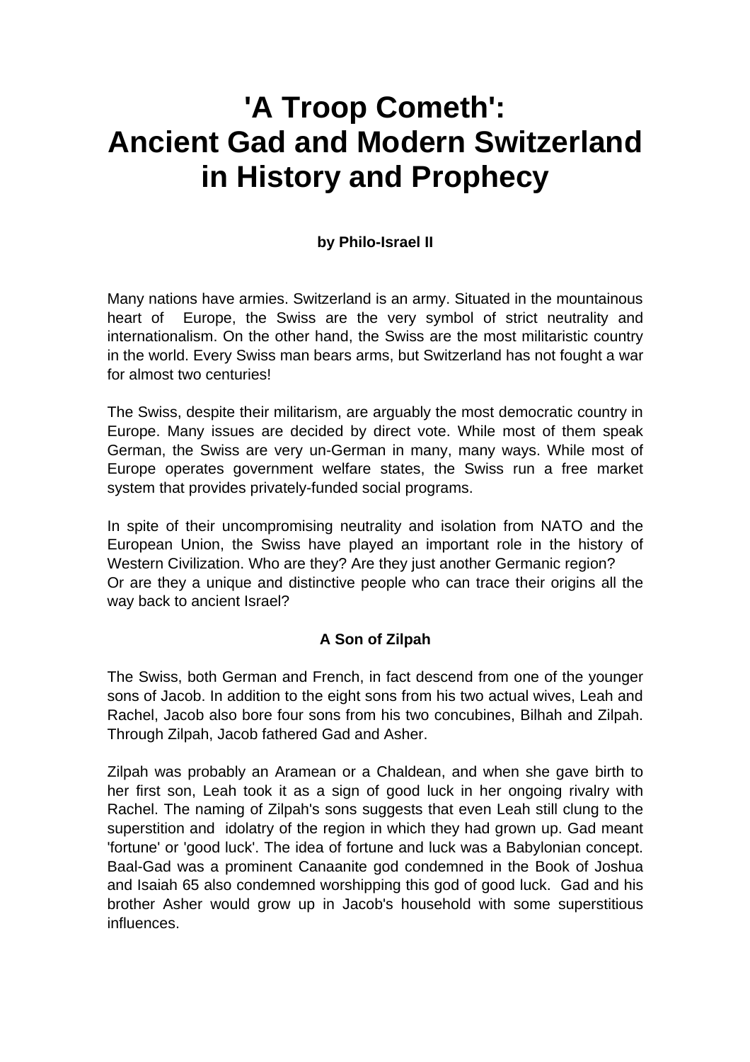# 'A Troop Cometh': Ancient Gad and Modern Switzerland in History and Prophecy

**by Philo-Israel II**

Many nations have armies. Switzerland is an army. Situated in the mountainous heart of Europe, the Swiss are the very symbol of strict neutrality and internationalism. On the other hand, the Swiss are the most militaristic country in the world. Every Swiss man bears arms, but Switzerland has not fought a war for almost two centuries!

The Swiss, despite their militarism, are arguably the most democratic country in Europe. Many issues are decided by direct vote. While most of them speak German, the Swiss are very un-German in many, many ways. While most of Europe operates government welfare states, the Swiss run a free market system that provides privately-funded social programs.

In spite of their uncompromising neutrality and isolation from NATO and the European Union, the Swiss have played an important role in the history of Western Civilization. Who are they? Are they just another Germanic region? Or are they a unique and distinctive people who can trace their origins all the way back to ancient Israel?

### A Son of Zilpah

The Swiss, both German and French, in fact descend from one of the younger sons of Jacob. In addition to the eight sons from his two actual wives, Leah and Rachel, Jacob also bore four sons from his two concubines, Bilhah and Zilpah. Through Zilpah, Jacob fathered Gad and Asher.

Zilpah was probably an Aramean or a Chaldean, and when she gave birth to her first son, Leah took it as a sign of good luck in her ongoing rivalry with Rachel. The naming of Zilpah's sons suggests that even Leah still clung to the superstition and idolatry of the region in which they had grown up. Gad meant 'fortune' or 'good luck'. The idea of fortune and luck was a Babylonian concept. Baal-Gad was a prominent Canaanite god condemned in the Book of Joshua and Isaiah 65 also condemned worshipping this god of good luck. Gad and his brother Asher would grow up in Jacob's household with some superstitious influences.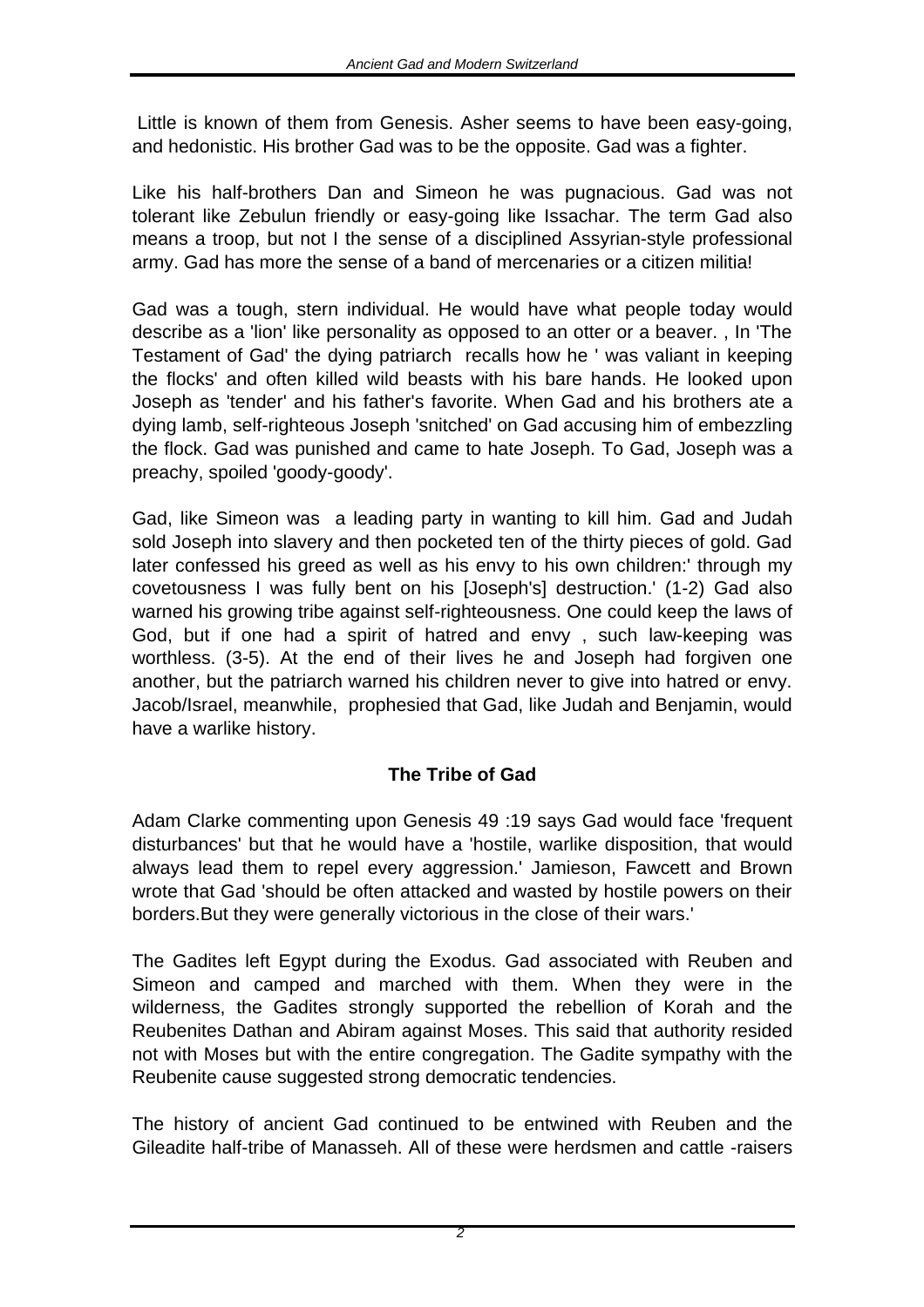Little is known of them from Genesis. Asher seems to have been easy-going, and hedonistic. His brother Gad was to be the opposite. Gad was a fighter.

Like his half-brothers Dan and Simeon he was pugnacious. Gad was not tolerant like Zebulun friendly or easy-going like Issachar. The term Gad also means a troop, but not I the sense of a disciplined Assyrian-style professional army. Gad has more the sense of a band of mercenaries or a citizen militia!

Gad was a tough, stern individual. He would have what people today would describe as a 'lion' like personality as opposed to an otter or a beaver. , In 'The Testament of Gad' the dying patriarch recalls how he ' was valiant in keeping the flocks' and often killed wild beasts with his bare hands. He looked upon Joseph as 'tender' and his father's favorite. When Gad and his brothers ate a dying lamb, self-righteous Joseph 'snitched' on Gad accusing him of embezzling the flock. Gad was punished and came to hate Joseph. To Gad, Joseph was a preachy, spoiled 'goody-goody'.

Gad, like Simeon was a leading party in wanting to kill him. Gad and Judah sold Joseph into slavery and then pocketed ten of the thirty pieces of gold. Gad later confessed his greed as well as his envy to his own children:' through my covetousness I was fully bent on his [Joseph's] destruction.' (1-2) Gad also warned his growing tribe against self-righteousness. One could keep the laws of God, but if one had a spirit of hatred and envy , such law-keeping was worthless. (3-5). At the end of their lives he and Joseph had forgiven one another, but the patriarch warned his children never to give into hatred or envy. Jacob/Israel, meanwhile, prophesied that Gad, like Judah and Benjamin, would have a warlike history.

## The Tribe of Gad

Adam Clarke commenting upon Genesis 49 :19 says Gad would face 'frequent disturbances' but that he would have a 'hostile, warlike disposition, that would always lead them to repel every aggression.' Jamieson, Fawcett and Brown wrote that Gad 'should be often attacked and wasted by hostile powers on their borders.But they were generally victorious in the close of their wars.'

The Gadites left Egypt during the Exodus. Gad associated with Reuben and Simeon and camped and marched with them. When they were in the wilderness, the Gadites strongly supported the rebellion of Korah and the Reubenites Dathan and Abiram against Moses. This said that authority resided not with Moses but with the entire congregation. The Gadite sympathy with the Reubenite cause suggested strong democratic tendencies.

The history of ancient Gad continued to be entwined with Reuben and the Gileadite half-tribe of Manasseh. All of these were herdsmen and cattle -raisers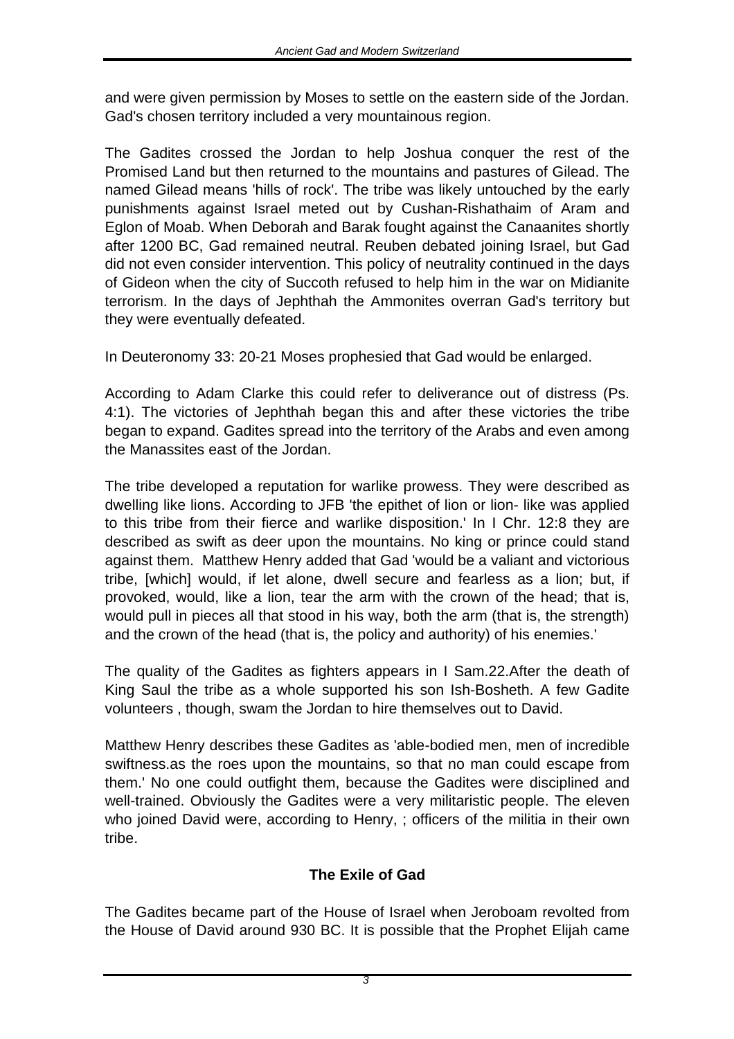and were given permission by Moses to settle on the eastern side of the Jordan. Gad's chosen territory included a very mountainous region.

The Gadites crossed the Jordan to help Joshua conquer the rest of the Promised Land but then returned to the mountains and pastures of Gilead. The named Gilead means 'hills of rock'. The tribe was likely untouched by the early punishments against Israel meted out by Cushan-Rishathaim of Aram and Eglon of Moab. When Deborah and Barak fought against the Canaanites shortly after 1200 BC, Gad remained neutral. Reuben debated joining Israel, but Gad did not even consider intervention. This policy of neutrality continued in the days of Gideon when the city of Succoth refused to help him in the war on Midianite terrorism. In the days of Jephthah the Ammonites overran Gad's territory but they were eventually defeated.

In Deuteronomy 33: 20-21 Moses prophesied that Gad would be enlarged.

According to Adam Clarke this could refer to deliverance out of distress (Ps. 4:1). The victories of Jephthah began this and after these victories the tribe began to expand. Gadites spread into the territory of the Arabs and even among the Manassites east of the Jordan.

The tribe developed a reputation for warlike prowess. They were described as dwelling like lions. According to JFB 'the epithet of lion or lion- like was applied to this tribe from their fierce and warlike disposition.' In I Chr. 12:8 they are described as swift as deer upon the mountains. No king or prince could stand against them. Matthew Henry added that Gad 'would be a valiant and victorious tribe, [which] would, if let alone, dwell secure and fearless as a lion; but, if provoked, would, like a lion, tear the arm with the crown of the head; that is, would pull in pieces all that stood in his way, both the arm (that is, the strength) and the crown of the head (that is, the policy and authority) of his enemies.'

The quality of the Gadites as fighters appears in I Sam.22.After the death of King Saul the tribe as a whole supported his son Ish-Bosheth. A few Gadite volunteers , though, swam the Jordan to hire themselves out to David.

Matthew Henry describes these Gadites as 'able-bodied men, men of incredible swiftness.as the roes upon the mountains, so that no man could escape from them.' No one could outfight them, because the Gadites were disciplined and well-trained. Obviously the Gadites were a very militaristic people. The eleven who joined David were, according to Henry, ; officers of the militia in their own tribe.

### The Exile of Gad

The Gadites became part of the House of Israel when Jeroboam revolted from the House of David around 930 BC. It is possible that the Prophet Elijah came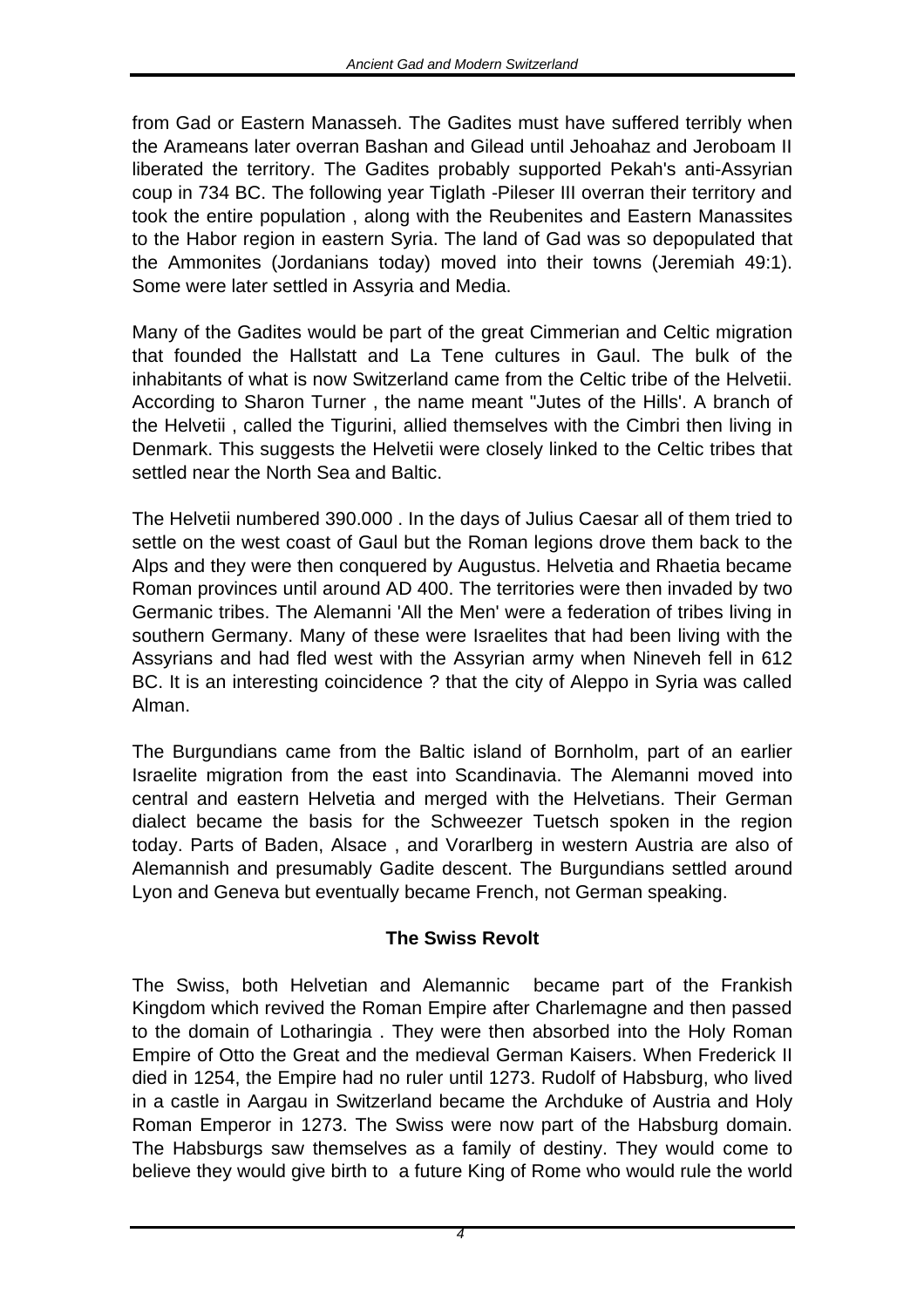from Gad or Eastern Manasseh. The Gadites must have suffered terribly when the Arameans later overran Bashan and Gilead until Jehoahaz and Jeroboam II liberated the territory. The Gadites probably supported Pekah's anti-Assyrian coup in 734 BC. The following year Tiglath -Pileser III overran their territory and took the entire population , along with the Reubenites and Eastern Manassites to the Habor region in eastern Syria. The land of Gad was so depopulated that the Ammonites (Jordanians today) moved into their towns (Jeremiah 49:1). Some were later settled in Assyria and Media.

Many of the Gadites would be part of the great Cimmerian and Celtic migration that founded the Hallstatt and La Tene cultures in Gaul. The bulk of the inhabitants of what is now Switzerland came from the Celtic tribe of the Helvetii. According to Sharon Turner , the name meant "Jutes of the Hills'. A branch of the Helvetii , called the Tigurini, allied themselves with the Cimbri then living in Denmark. This suggests the Helvetii were closely linked to the Celtic tribes that settled near the North Sea and Baltic.

The Helvetii numbered 390.000 . In the days of Julius Caesar all of them tried to settle on the west coast of Gaul but the Roman legions drove them back to the Alps and they were then conquered by Augustus. Helvetia and Rhaetia became Roman provinces until around AD 400. The territories were then invaded by two Germanic tribes. The Alemanni 'All the Men' were a federation of tribes living in southern Germany. Many of these were Israelites that had been living with the Assyrians and had fled west with the Assyrian army when Nineveh fell in 612 BC. It is an interesting coincidence ? that the city of Aleppo in Syria was called Alman.

The Burgundians came from the Baltic island of Bornholm, part of an earlier Israelite migration from the east into Scandinavia. The Alemanni moved into central and eastern Helvetia and merged with the Helvetians. Their German dialect became the basis for the Schweezer Tuetsch spoken in the region today. Parts of Baden, Alsace , and Vorarlberg in western Austria are also of Alemannish and presumably Gadite descent. The Burgundians settled around Lyon and Geneva but eventually became French, not German speaking.

## The Swiss Revolt

The Swiss, both Helvetian and Alemannic became part of the Frankish Kingdom which revived the Roman Empire after Charlemagne and then passed to the domain of Lotharingia . They were then absorbed into the Holy Roman Empire of Otto the Great and the medieval German Kaisers. When Frederick II died in 1254, the Empire had no ruler until 1273. Rudolf of Habsburg, who lived in a castle in Aargau in Switzerland became the Archduke of Austria and Holy Roman Emperor in 1273. The Swiss were now part of the Habsburg domain. The Habsburgs saw themselves as a family of destiny. They would come to believe they would give birth to a future King of Rome who would rule the world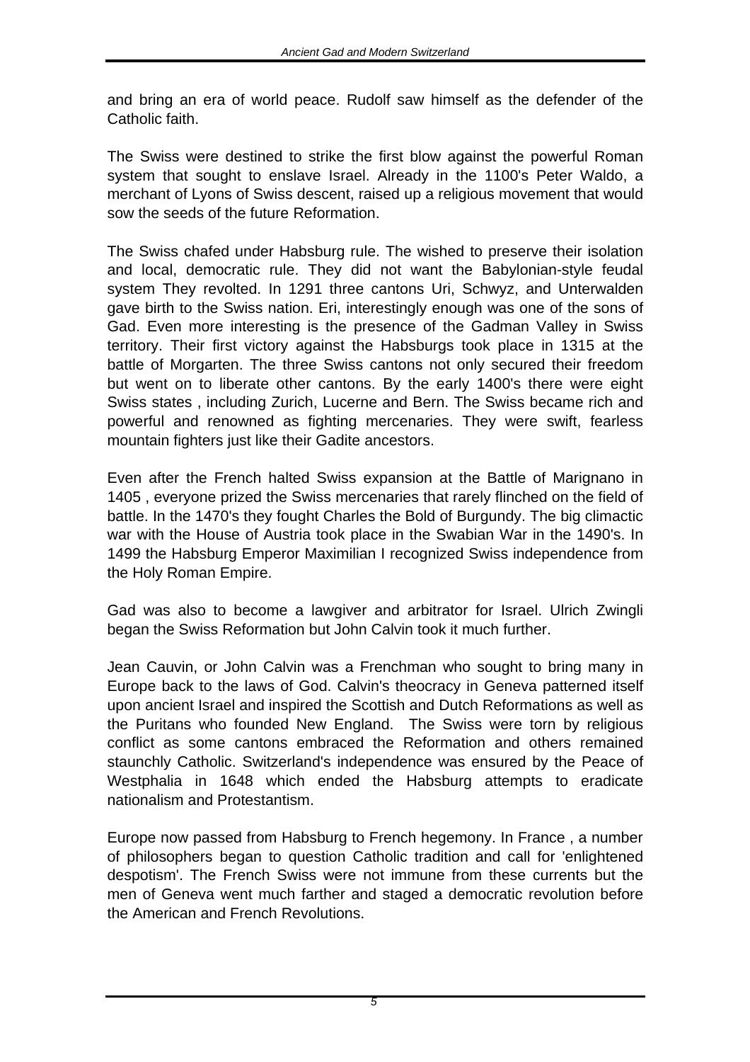and bring an era of world peace. Rudolf saw himself as the defender of the Catholic faith.

The Swiss were destined to strike the first blow against the powerful Roman system that sought to enslave Israel. Already in the 1100's Peter Waldo, a merchant of Lyons of Swiss descent, raised up a religious movement that would sow the seeds of the future Reformation.

The Swiss chafed under Habsburg rule. The wished to preserve their isolation and local, democratic rule. They did not want the Babylonian-style feudal system They revolted. In 1291 three cantons Uri, Schwyz, and Unterwalden gave birth to the Swiss nation. Eri, interestingly enough was one of the sons of Gad. Even more interesting is the presence of the Gadman Valley in Swiss territory. Their first victory against the Habsburgs took place in 1315 at the battle of Morgarten. The three Swiss cantons not only secured their freedom but went on to liberate other cantons. By the early 1400's there were eight Swiss states , including Zurich, Lucerne and Bern. The Swiss became rich and powerful and renowned as fighting mercenaries. They were swift, fearless mountain fighters just like their Gadite ancestors.

Even after the French halted Swiss expansion at the Battle of Marignano in 1405 , everyone prized the Swiss mercenaries that rarely flinched on the field of battle. In the 1470's they fought Charles the Bold of Burgundy. The big climactic war with the House of Austria took place in the Swabian War in the 1490's. In 1499 the Habsburg Emperor Maximilian I recognized Swiss independence from the Holy Roman Empire.

Gad was also to become a lawgiver and arbitrator for Israel. Ulrich Zwingli began the Swiss Reformation but John Calvin took it much further.

Jean Cauvin, or John Calvin was a Frenchman who sought to bring many in Europe back to the laws of God. Calvin's theocracy in Geneva patterned itself upon ancient Israel and inspired the Scottish and Dutch Reformations as well as the Puritans who founded New England. The Swiss were torn by religious conflict as some cantons embraced the Reformation and others remained staunchly Catholic. Switzerland's independence was ensured by the Peace of Westphalia in 1648 which ended the Habsburg attempts to eradicate nationalism and Protestantism.

Europe now passed from Habsburg to French hegemony. In France , a number of philosophers began to question Catholic tradition and call for 'enlightened despotism'. The French Swiss were not immune from these currents but the men of Geneva went much farther and staged a democratic revolution before the American and French Revolutions.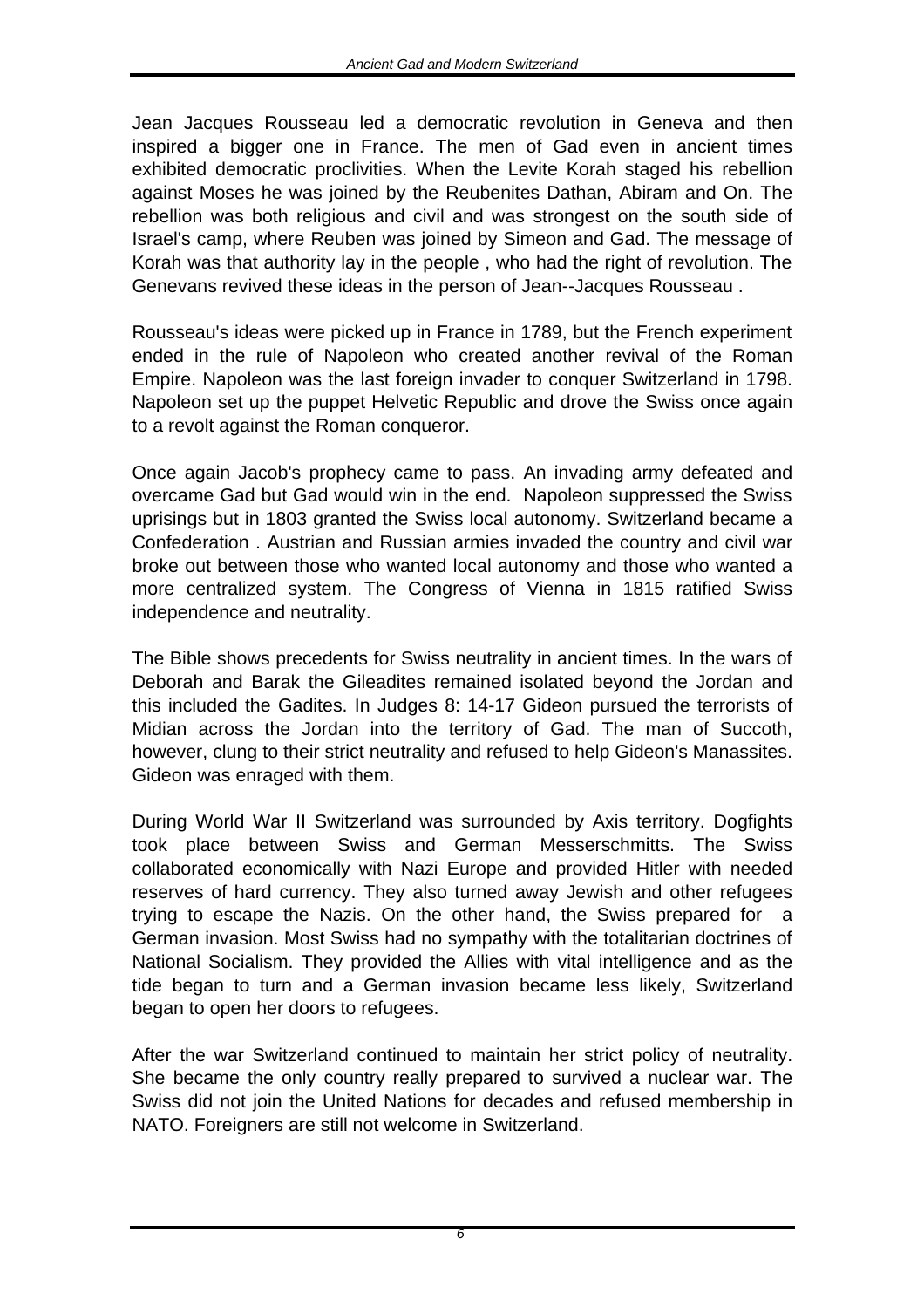Jean Jacques Rousseau led a democratic revolution in Geneva and then inspired a bigger one in France. The men of Gad even in ancient times exhibited democratic proclivities. When the Levite Korah staged his rebellion against Moses he was joined by the Reubenites Dathan, Abiram and On. The rebellion was both religious and civil and was strongest on the south side of Israel's camp, where Reuben was joined by Simeon and Gad. The message of Korah was that authority lay in the people , who had the right of revolution. The Genevans revived these ideas in the person of Jean--Jacques Rousseau .

Rousseau's ideas were picked up in France in 1789, but the French experiment ended in the rule of Napoleon who created another revival of the Roman Empire. Napoleon was the last foreign invader to conquer Switzerland in 1798. Napoleon set up the puppet Helvetic Republic and drove the Swiss once again to a revolt against the Roman conqueror.

Once again Jacob's prophecy came to pass. An invading army defeated and overcame Gad but Gad would win in the end. Napoleon suppressed the Swiss uprisings but in 1803 granted the Swiss local autonomy. Switzerland became a Confederation . Austrian and Russian armies invaded the country and civil war broke out between those who wanted local autonomy and those who wanted a more centralized system. The Congress of Vienna in 1815 ratified Swiss independence and neutrality.

The Bible shows precedents for Swiss neutrality in ancient times. In the wars of Deborah and Barak the Gileadites remained isolated beyond the Jordan and this included the Gadites. In Judges 8: 14-17 Gideon pursued the terrorists of Midian across the Jordan into the territory of Gad. The man of Succoth, however, clung to their strict neutrality and refused to help Gideon's Manassites. Gideon was enraged with them.

During World War II Switzerland was surrounded by Axis territory. Dogfights took place between Swiss and German Messerschmitts. The Swiss collaborated economically with Nazi Europe and provided Hitler with needed reserves of hard currency. They also turned away Jewish and other refugees trying to escape the Nazis. On the other hand, the Swiss prepared for a German invasion. Most Swiss had no sympathy with the totalitarian doctrines of National Socialism. They provided the Allies with vital intelligence and as the tide began to turn and a German invasion became less likely, Switzerland began to open her doors to refugees.

After the war Switzerland continued to maintain her strict policy of neutrality. She became the only country really prepared to survived a nuclear war. The Swiss did not join the United Nations for decades and refused membership in NATO. Foreigners are still not welcome in Switzerland.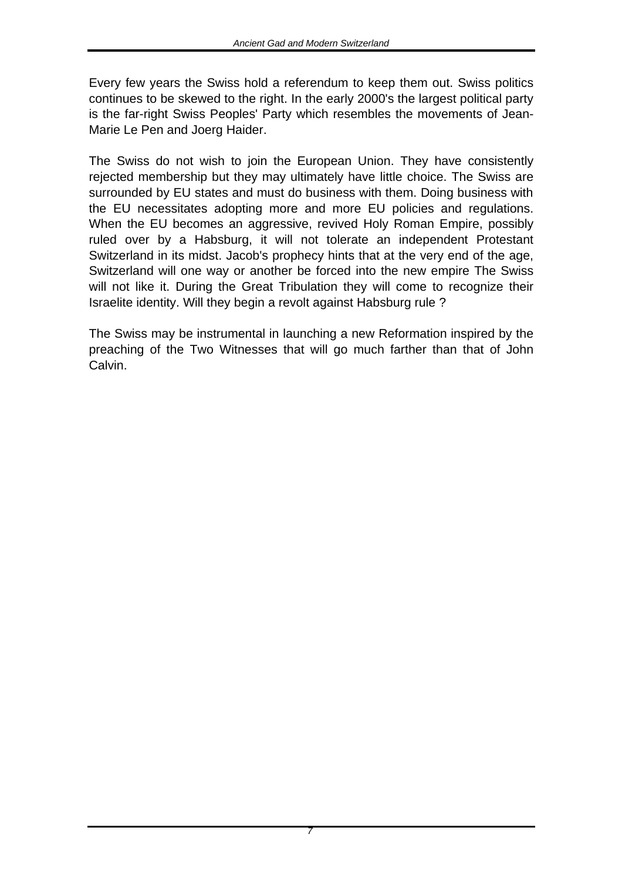Every few years the Swiss hold a referendum to keep them out. Swiss politics continues to be skewed to the right. In the early 2000's the largest political party is the far-right Swiss Peoples' Party which resembles the movements of Jean-Marie Le Pen and Joerg Haider.

The Swiss do not wish to join the European Union. They have consistently rejected membership but they may ultimately have little choice. The Swiss are surrounded by EU states and must do business with them. Doing business with the EU necessitates adopting more and more EU policies and regulations. When the EU becomes an aggressive, revived Holy Roman Empire, possibly ruled over by a Habsburg, it will not tolerate an independent Protestant Switzerland in its midst. Jacob's prophecy hints that at the very end of the age, Switzerland will one way or another be forced into the new empire The Swiss will not like it. During the Great Tribulation they will come to recognize their Israelite identity. Will they begin a revolt against Habsburg rule ?

The Swiss may be instrumental in launching a new Reformation inspired by the preaching of the Two Witnesses that will go much farther than that of John Calvin.